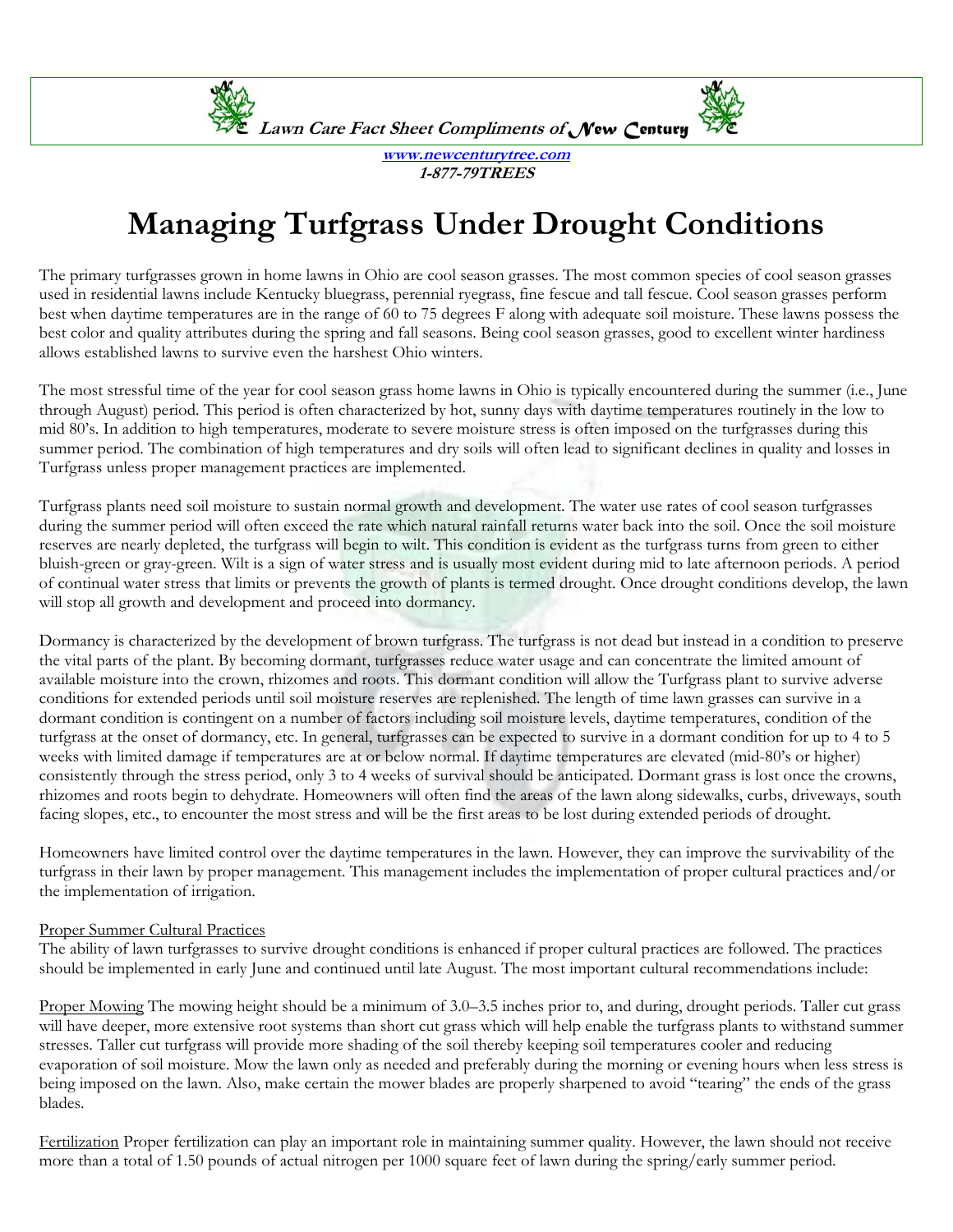*Lawn Care Fact Sheet Compliments of New Century*

*[www.newcenturytree.com](http://www.newcenturytree.com)*
*1-877-79TREES*

# Managing Turfgrass Under Drought Conditions

The primary turfgrasses grown in home lawns in Ohio are cool season grasses. The most common species of cool season grasses used in residential lawns include Kentucky bluegrass, perennial ryegrass, fine fescue and tall fescue. Cool season grasses perform best when daytime temperatures are in the range of 60 to 75 degrees F along with adequate soil moisture. These lawns possess the best color and quality attributes during the spring and fall seasons. Being cool season grasses, good to excellent winter hardiness allows established lawns to survive even the harshest Ohio winters.

The most stressful time of the year for cool season grass home lawns in Ohio is typically encountered during the summer (i.e., June through August) period. This period is often characterized by hot, sunny days with daytime temperatures routinely in the low to mid 80's. In addition to high temperatures, moderate to severe moisture stress is often imposed on the turfgrasses during this summer period. The combination of high temperatures and dry soils will often lead to significant declines in quality and losses in Turfgrass unless proper management practices are implemented.

Turfgrass plants need soil moisture to sustain normal growth and development. The water use rates of cool season turfgrasses during the summer period will often exceed the rate which natural rainfall returns water back into the soil. Once the soil moisture reserves are nearly depleted, the turfgrass will begin to wilt. This condition is evident as the turfgrass turns from green to either bluish-green or gray-green. Wilt is a sign of water stress and is usually most evident during mid to late afternoon periods. A period of continual water stress that limits or prevents the growth of plants is termed drought. Once drought conditions develop, the lawn will stop all growth and development and proceed into dormancy.

Dormancy is characterized by the development of brown turfgrass. The turfgrass is not dead but instead in a condition to preserve the vital parts of the plant. By becoming dormant, turfgrasses reduce water usage and can concentrate the limited amount of available moisture into the crown, rhizomes and roots. This dormant condition will allow the Turfgrass plant to survive adverse conditions for extended periods until soil moisture reserves are replenished. The length of time lawn grasses can survive in a dormant condition is contingent on a number of factors including soil moisture levels, daytime temperatures, condition of the turfgrass at the onset of dormancy, etc. In general, turfgrasses can be expected to survive in a dormant condition for up to 4 to 5 weeks with limited damage if temperatures are at or below normal. If daytime temperatures are elevated (mid-80's or higher) consistently through the stress period, only 3 to 4 weeks of survival should be anticipated. Dormant grass is lost once the crowns, rhizomes and roots begin to dehydrate. Homeowners will often find the areas of the lawn along sidewalks, curbs, driveways, south facing slopes, etc., to encounter the most stress and will be the first areas to be lost during extended periods of drought.

Homeowners have limited control over the daytime temperatures in the lawn. However, they can improve the survivability of the turfgrass in their lawn by proper management. This management includes the implementation of proper cultural practices and/or the implementation of irrigation.

<u>Proper Summer Cultural Practices</u>
The ability of lawn turfgrasses to survive drought conditions is enhanced if proper cultural practices are followed. The practices should be implemented in early June and continued until late August. The most important cultural recommendations include:

<u>Proper Mowing</u> The mowing height should be a minimum of 3.0–3.5 inches prior to, and during, drought periods. Taller cut grass will have deeper, more extensive root systems than short cut grass which will help enable the turfgrass plants to withstand summer stresses. Taller cut turfgrass will provide more shading of the soil thereby keeping soil temperatures cooler and reducing evaporation of soil moisture. Mow the lawn only as needed and preferably during the morning or evening hours when less stress is being imposed on the lawn. Also, make certain the mower blades are properly sharpened to avoid "tearing" the ends of the grass blades.

<u>Fertilization</u> Proper fertilization can play an important role in maintaining summer quality. However, the lawn should not receive more than a total of 1.50 pounds of actual nitrogen per 1000 square feet of lawn during the spring/early summer period.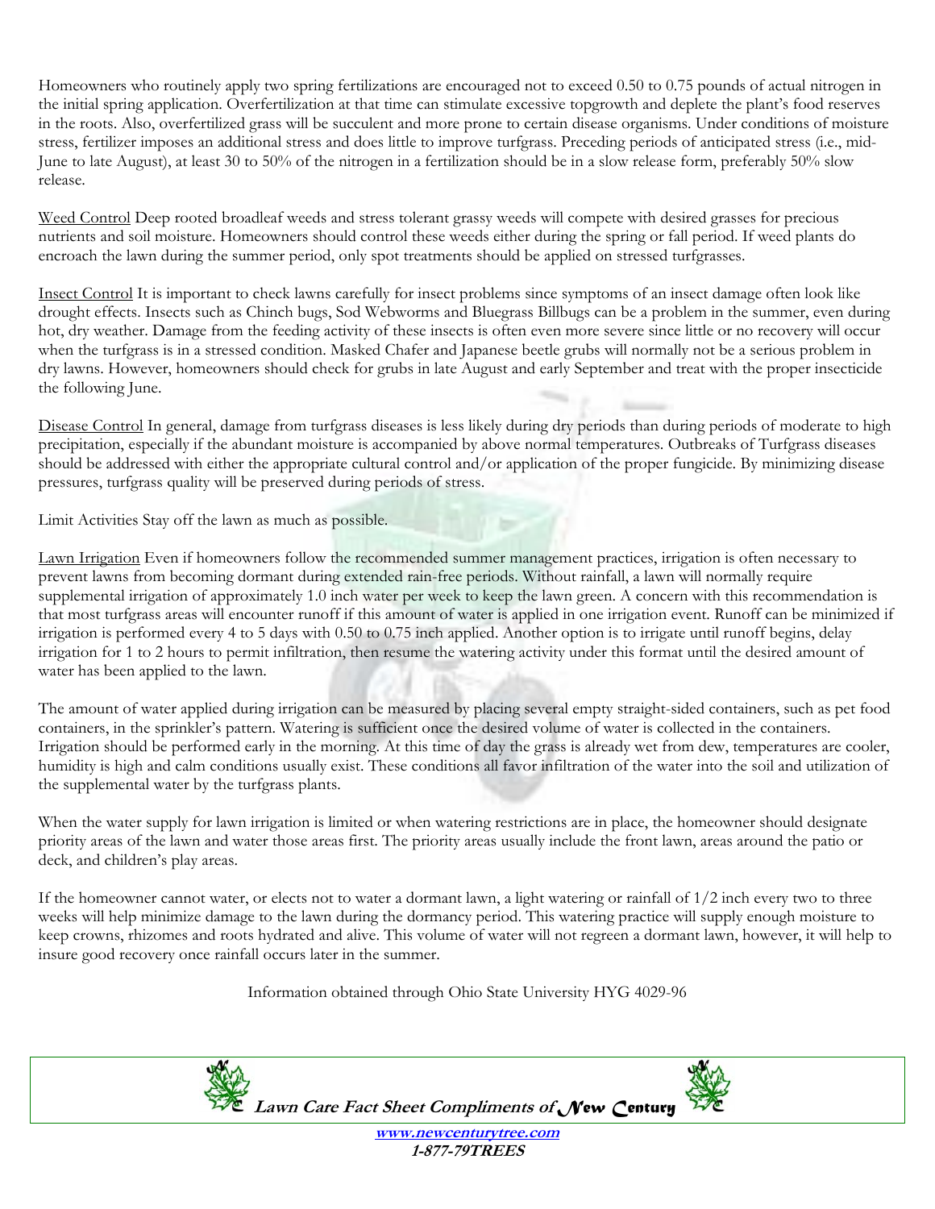Homeowners who routinely apply two spring fertilizations are encouraged not to exceed 0.50 to 0.75 pounds of actual nitrogen in the initial spring application. Overfertilization at that time can stimulate excessive topgrowth and deplete the plant's food reserves in the roots. Also, overfertilized grass will be succulent and more prone to certain disease organisms. Under conditions of moisture stress, fertilizer imposes an additional stress and does little to improve turfgrass. Preceding periods of anticipated stress (i.e., mid-June to late August), at least 30 to 50% of the nitrogen in a fertilization should be in a slow release form, preferably 50% slow release.

Weed Control Deep rooted broadleaf weeds and stress tolerant grassy weeds will compete with desired grasses for precious nutrients and soil moisture. Homeowners should control these weeds either during the spring or fall period. If weed plants do encroach the lawn during the summer period, only spot treatments should be applied on stressed turfgrasses.

Insect Control It is important to check lawns carefully for insect problems since symptoms of an insect damage often look like drought effects. Insects such as Chinch bugs, Sod Webworms and Bluegrass Billbugs can be a problem in the summer, even during hot, dry weather. Damage from the feeding activity of these insects is often even more severe since little or no recovery will occur when the turfgrass is in a stressed condition. Masked Chafer and Japanese beetle grubs will normally not be a serious problem in dry lawns. However, homeowners should check for grubs in late August and early September and treat with the proper insecticide the following June.

Disease Control In general, damage from turfgrass diseases is less likely during dry periods than during periods of moderate to high precipitation, especially if the abundant moisture is accompanied by above normal temperatures. Outbreaks of Turfgrass diseases should be addressed with either the appropriate cultural control and/or application of the proper fungicide. By minimizing disease pressures, turfgrass quality will be preserved during periods of stress.

Limit Activities Stay off the lawn as much as possible.

Lawn Irrigation Even if homeowners follow the recommended summer management practices, irrigation is often necessary to prevent lawns from becoming dormant during extended rain-free periods. Without rainfall, a lawn will normally require supplemental irrigation of approximately 1.0 inch water per week to keep the lawn green. A concern with this recommendation is that most turfgrass areas will encounter runoff if this amount of water is applied in one irrigation event. Runoff can be minimized if irrigation is performed every 4 to 5 days with 0.50 to 0.75 inch applied. Another option is to irrigate until runoff begins, delay irrigation for 1 to 2 hours to permit infiltration, then resume the watering activity under this format until the desired amount of water has been applied to the lawn.

The amount of water applied during irrigation can be measured by placing several empty straight-sided containers, such as pet food containers, in the sprinkler's pattern. Watering is sufficient once the desired volume of water is collected in the containers. Irrigation should be performed early in the morning. At this time of day the grass is already wet from dew, temperatures are cooler, humidity is high and calm conditions usually exist. These conditions all favor infiltration of the water into the soil and utilization of the supplemental water by the turfgrass plants.

When the water supply for lawn irrigation is limited or when watering restrictions are in place, the homeowner should designate priority areas of the lawn and water those areas first. The priority areas usually include the front lawn, areas around the patio or deck, and children's play areas.

If the homeowner cannot water, or elects not to water a dormant lawn, a light watering or rainfall of 1/2 inch every two to three weeks will help minimize damage to the lawn during the dormancy period. This watering practice will supply enough moisture to keep crowns, rhizomes and roots hydrated and alive. This volume of water will not regreen a dormant lawn, however, it will help to insure good recovery once rainfall occurs later in the summer.

Information obtained through Ohio State University HYG 4029-96

***Lawn Care Fact Sheet Compliments of New Century***

**www.newcenturytree.com**
**1-877-79TREES**